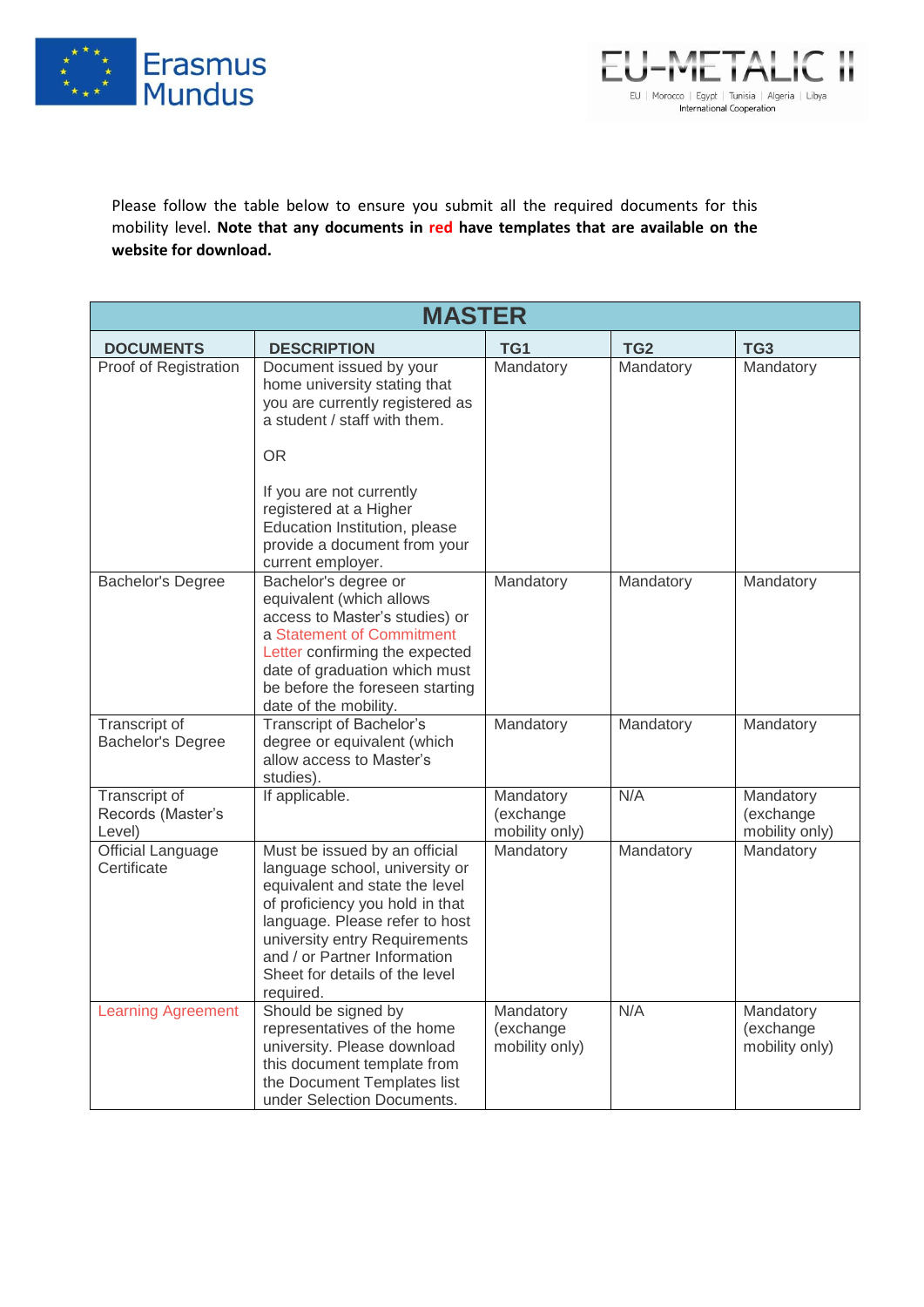Please follow the table below to ensure you submit all the required documents for this mobility level. **Note that any documents in red have templates that are available on the website for download.**

| MASTER | | | | |
|---|---|---|---|---|
| **DOCUMENTS** | **DESCRIPTION** | **TG1** | **TG2** | **TG3** |
| Proof of Registration | Document issued by your home university stating that you are currently registered as a student / staff with them.<br><br>OR<br><br>If you are not currently registered at a Higher Education Institution, please provide a document from your current employer. | Mandatory | Mandatory | Mandatory |
| Bachelor's Degree | Bachelor's degree or equivalent (which allows access to Master's studies) or a Statement of Commitment Letter confirming the expected date of graduation which must be before the foreseen starting date of the mobility. | Mandatory | Mandatory | Mandatory |
| Transcript of Bachelor's Degree | Transcript of Bachelor's degree or equivalent (which allow access to Master's studies). | Mandatory | Mandatory | Mandatory |
| Transcript of Records (Master's Level) | If applicable. | Mandatory (exchange mobility only) | N/A | Mandatory (exchange mobility only) |
| Official Language Certificate | Must be issued by an official language school, university or equivalent and state the level of proficiency you hold in that language. Please refer to host university entry Requirements and / or Partner Information Sheet for details of the level required. | Mandatory | Mandatory | Mandatory |
| Learning Agreement | Should be signed by representatives of the home university. Please download this document template from the Document Templates list under Selection Documents. | Mandatory (exchange mobility only) | N/A | Mandatory (exchange mobility only) |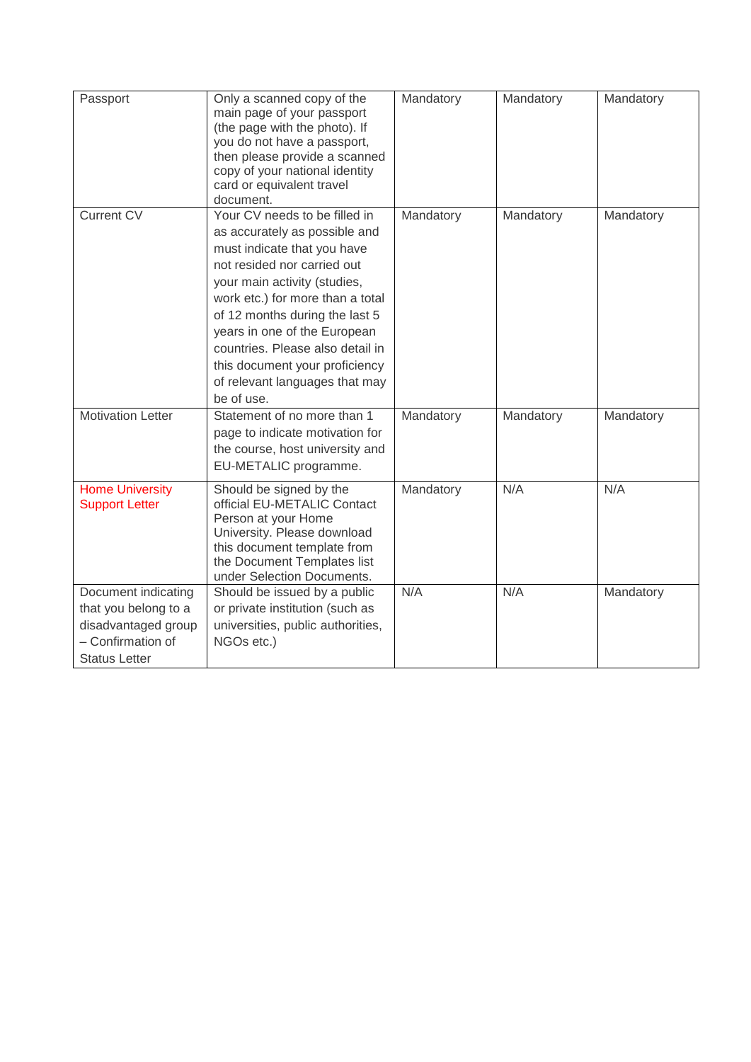| | | | | |
|---|---|---|---|---|
| Passport | Only a scanned copy of the main page of your passport (the page with the photo). If you do not have a passport, then please provide a scanned copy of your national identity card or equivalent travel document. | Mandatory | Mandatory | Mandatory |
| Current CV | Your CV needs to be filled in as accurately as possible and must indicate that you have not resided nor carried out your main activity (studies, work etc.) for more than a total of 12 months during the last 5 years in one of the European countries. Please also detail in this document your proficiency of relevant languages that may be of use. | Mandatory | Mandatory | Mandatory |
| Motivation Letter | Statement of no more than 1 page to indicate motivation for the course, host university and EU-METALIC programme. | Mandatory | Mandatory | Mandatory |
| Home University Support Letter | Should be signed by the official EU-METALIC Contact Person at your Home University. Please download this document template from the Document Templates list under Selection Documents. | Mandatory | N/A | N/A |
| Document indicating that you belong to a disadvantaged group – Confirmation of Status Letter | Should be issued by a public or private institution (such as universities, public authorities, NGOs etc.) | N/A | N/A | Mandatory |